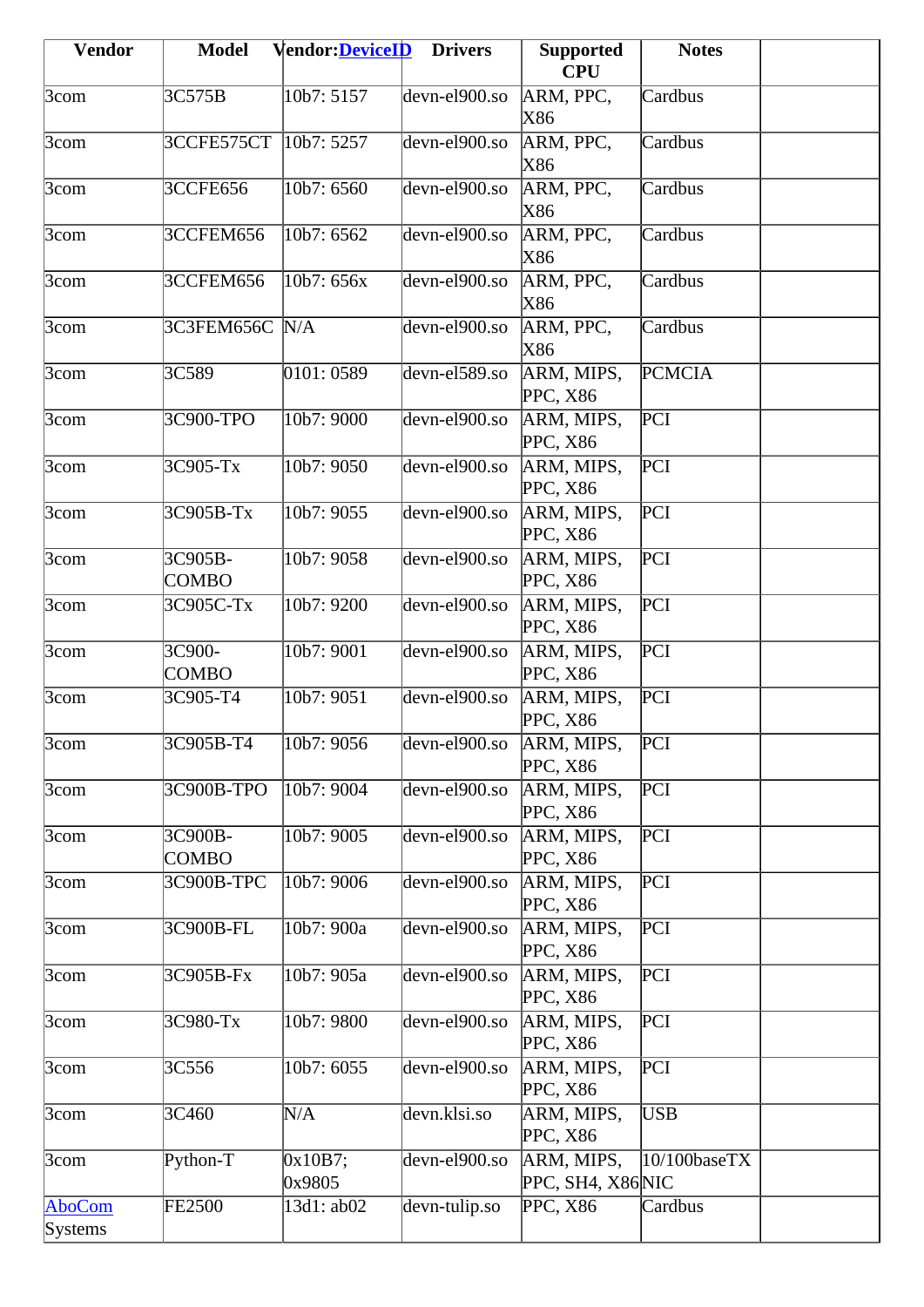| Vendor | Model | Vendor:DeviceID | Drivers | Supported CPU | Notes | |
|---|---|---|---|---|---|---|
| 3com | 3C575B | 10b7: 5157 | devn-el900.so | ARM, PPC, X86 | Cardbus | |
| 3com | 3CCFE575CT | 10b7: 5257 | devn-el900.so | ARM, PPC, X86 | Cardbus | |
| 3com | 3CCFE656 | 10b7: 6560 | devn-el900.so | ARM, PPC, X86 | Cardbus | |
| 3com | 3CCFEM656 | 10b7: 6562 | devn-el900.so | ARM, PPC, X86 | Cardbus | |
| 3com | 3CCFEM656 | 10b7: 656x | devn-el900.so | ARM, PPC, X86 | Cardbus | |
| 3com | 3C3FEM656C | N/A | devn-el900.so | ARM, PPC, X86 | Cardbus | |
| 3com | 3C589 | 0101: 0589 | devn-el589.so | ARM, MIPS, PPC, X86 | PCMCIA | |
| 3com | 3C900-TPO | 10b7: 9000 | devn-el900.so | ARM, MIPS, PPC, X86 | PCI | |
| 3com | 3C905-Tx | 10b7: 9050 | devn-el900.so | ARM, MIPS, PPC, X86 | PCI | |
| 3com | 3C905B-Tx | 10b7: 9055 | devn-el900.so | ARM, MIPS, PPC, X86 | PCI | |
| 3com | 3C905B-COMBO | 10b7: 9058 | devn-el900.so | ARM, MIPS, PPC, X86 | PCI | |
| 3com | 3C905C-Tx | 10b7: 9200 | devn-el900.so | ARM, MIPS, PPC, X86 | PCI | |
| 3com | 3C900-COMBO | 10b7: 9001 | devn-el900.so | ARM, MIPS, PPC, X86 | PCI | |
| 3com | 3C905-T4 | 10b7: 9051 | devn-el900.so | ARM, MIPS, PPC, X86 | PCI | |
| 3com | 3C905B-T4 | 10b7: 9056 | devn-el900.so | ARM, MIPS, PPC, X86 | PCI | |
| 3com | 3C900B-TPO | 10b7: 9004 | devn-el900.so | ARM, MIPS, PPC, X86 | PCI | |
| 3com | 3C900B-COMBO | 10b7: 9005 | devn-el900.so | ARM, MIPS, PPC, X86 | PCI | |
| 3com | 3C900B-TPC | 10b7: 9006 | devn-el900.so | ARM, MIPS, PPC, X86 | PCI | |
| 3com | 3C900B-FL | 10b7: 900a | devn-el900.so | ARM, MIPS, PPC, X86 | PCI | |
| 3com | 3C905B-Fx | 10b7: 905a | devn-el900.so | ARM, MIPS, PPC, X86 | PCI | |
| 3com | 3C980-Tx | 10b7: 9800 | devn-el900.so | ARM, MIPS, PPC, X86 | PCI | |
| 3com | 3C556 | 10b7: 6055 | devn-el900.so | ARM, MIPS, PPC, X86 | PCI | |
| 3com | 3C460 | N/A | devn.klsi.so | ARM, MIPS, PPC, X86 | USB | |
| 3com | Python-T | 0x10B7; 0x9805 | devn-el900.so | ARM, MIPS, PPC, SH4, X86 | 10/100baseTX NIC | |
| AboCom Systems | FE2500 | 13d1: ab02 | devn-tulip.so | PPC, X86 | Cardbus | |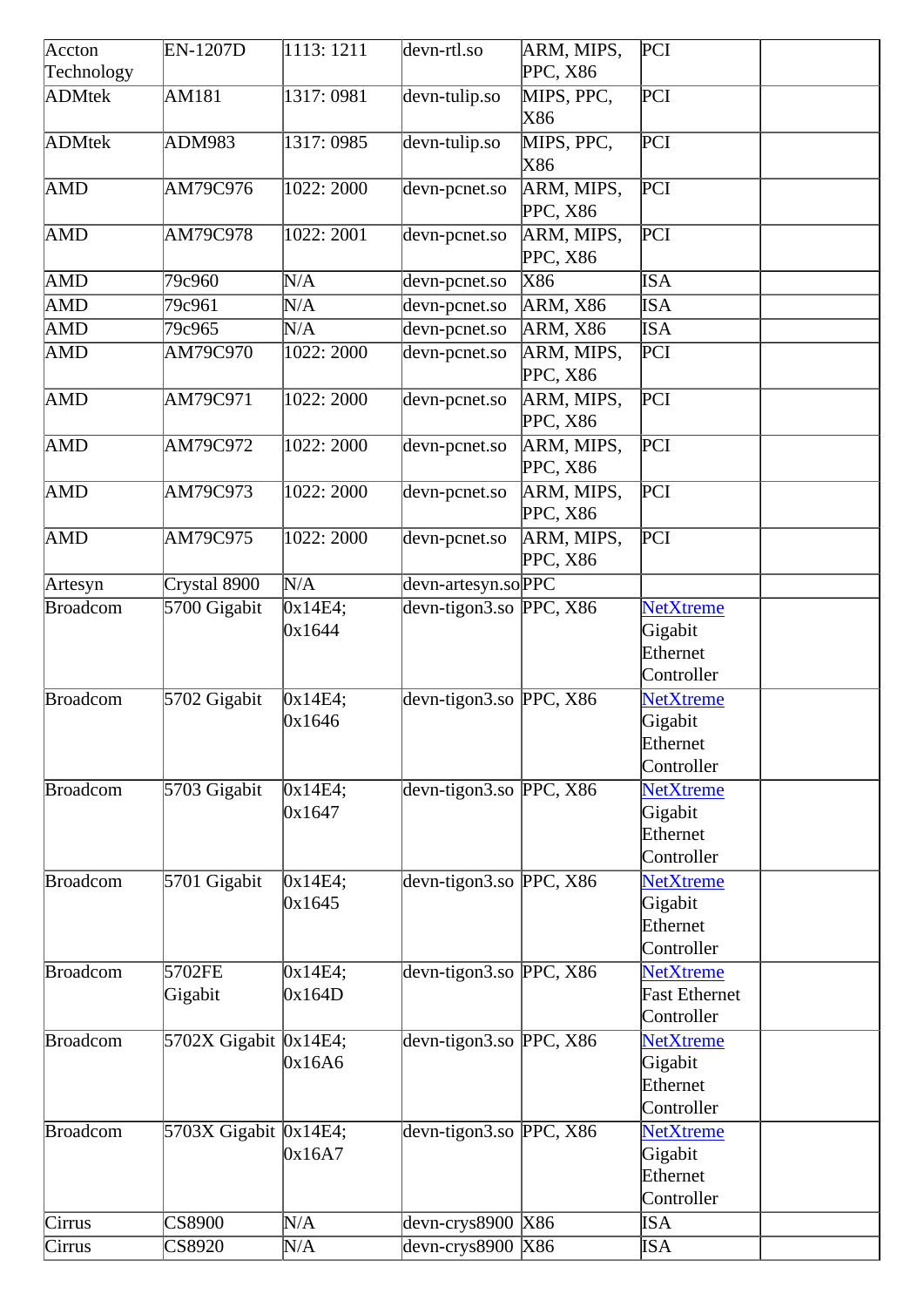| Accton Technology | EN-1207D | 1113: 1211 | devn-rtl.so | ARM, MIPS, PPC, X86 | PCI | |
|---|---|---|---|---|---|---|
| ADMtek | AM181 | 1317: 0981 | devn-tulip.so | MIPS, PPC, X86 | PCI | |
| ADMtek | ADM983 | 1317: 0985 | devn-tulip.so | MIPS, PPC, X86 | PCI | |
| AMD | AM79C976 | 1022: 2000 | devn-pcnet.so | ARM, MIPS, PPC, X86 | PCI | |
| AMD | AM79C978 | 1022: 2001 | devn-pcnet.so | ARM, MIPS, PPC, X86 | PCI | |
| AMD | 79c960 | N/A | devn-pcnet.so | X86 | ISA | |
| AMD | 79c961 | N/A | devn-pcnet.so | ARM, X86 | ISA | |
| AMD | 79c965 | N/A | devn-pcnet.so | ARM, X86 | ISA | |
| AMD | AM79C970 | 1022: 2000 | devn-pcnet.so | ARM, MIPS, PPC, X86 | PCI | |
| AMD | AM79C971 | 1022: 2000 | devn-pcnet.so | ARM, MIPS, PPC, X86 | PCI | |
| AMD | AM79C972 | 1022: 2000 | devn-pcnet.so | ARM, MIPS, PPC, X86 | PCI | |
| AMD | AM79C973 | 1022: 2000 | devn-pcnet.so | ARM, MIPS, PPC, X86 | PCI | |
| AMD | AM79C975 | 1022: 2000 | devn-pcnet.so | ARM, MIPS, PPC, X86 | PCI | |
| Artesyn | Crystal 8900 | N/A | devn-artesyn.so | PPC | | |
| Broadcom | 5700 Gigabit | 0x14E4; 0x1644 | devn-tigon3.so | PPC, X86 | NetXtreme Gigabit Ethernet Controller | |
| Broadcom | 5702 Gigabit | 0x14E4; 0x1646 | devn-tigon3.so | PPC, X86 | NetXtreme Gigabit Ethernet Controller | |
| Broadcom | 5703 Gigabit | 0x14E4; 0x1647 | devn-tigon3.so | PPC, X86 | NetXtreme Gigabit Ethernet Controller | |
| Broadcom | 5701 Gigabit | 0x14E4; 0x1645 | devn-tigon3.so | PPC, X86 | NetXtreme Gigabit Ethernet Controller | |
| Broadcom | 5702FE Gigabit | 0x14E4; 0x164D | devn-tigon3.so | PPC, X86 | NetXtreme Fast Ethernet Controller | |
| Broadcom | 5702X Gigabit | 0x14E4; 0x16A6 | devn-tigon3.so | PPC, X86 | NetXtreme Gigabit Ethernet Controller | |
| Broadcom | 5703X Gigabit | 0x14E4; 0x16A7 | devn-tigon3.so | PPC, X86 | NetXtreme Gigabit Ethernet Controller | |
| Cirrus | CS8900 | N/A | devn-crys8900 | X86 | ISA | |
| Cirrus | CS8920 | N/A | devn-crys8900 | X86 | ISA | |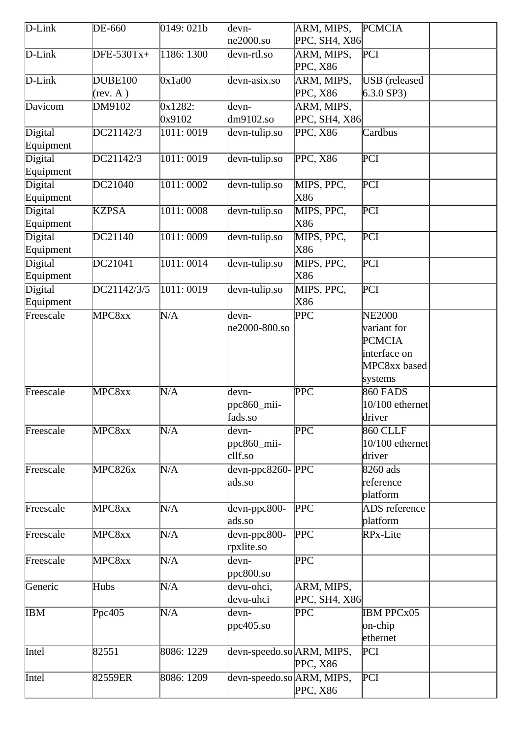| | | | | | | |
|---|---|---|---|---|---|---|
| D-Link | DE-660 | 0149: 021b | devn-ne2000.so | ARM, MIPS, PPC, SH4, X86 | PCMCIA | |
| D-Link | DFE-530Tx+ | 1186: 1300 | devn-rtl.so | ARM, MIPS, PPC, X86 | PCI | |
| D-Link | DUBE100 (rev. A ) | 0x1a00 | devn-asix.so | ARM, MIPS, PPC, X86 | USB (released 6.3.0 SP3) | |
| Davicom | DM9102 | 0x1282: 0x9102 | devn-dm9102.so | ARM, MIPS, PPC, SH4, X86 | | |
| Digital Equipment | DC21142/3 | 1011: 0019 | devn-tulip.so | PPC, X86 | Cardbus | |
| Digital Equipment | DC21142/3 | 1011: 0019 | devn-tulip.so | PPC, X86 | PCI | |
| Digital Equipment | DC21040 | 1011: 0002 | devn-tulip.so | MIPS, PPC, X86 | PCI | |
| Digital Equipment | KZPSA | 1011: 0008 | devn-tulip.so | MIPS, PPC, X86 | PCI | |
| Digital Equipment | DC21140 | 1011: 0009 | devn-tulip.so | MIPS, PPC, X86 | PCI | |
| Digital Equipment | DC21041 | 1011: 0014 | devn-tulip.so | MIPS, PPC, X86 | PCI | |
| Digital Equipment | DC21142/3/5 | 1011: 0019 | devn-tulip.so | MIPS, PPC, X86 | PCI | |
| Freescale | MPC8xx | N/A | devn-ne2000-800.so | PPC | NE2000 variant for PCMCIA interface on MPC8xx based systems | |
| Freescale | MPC8xx | N/A | devn-ppc860_mii-fads.so | PPC | 860 FADS 10/100 ethernet driver | |
| Freescale | MPC8xx | N/A | devn-ppc860_mii-cllf.so | PPC | 860 CLLF 10/100 ethernet driver | |
| Freescale | MPC826x | N/A | devn-ppc8260-ads.so | PPC | 8260 ads reference platform | |
| Freescale | MPC8xx | N/A | devn-ppc800-ads.so | PPC | ADS reference platform | |
| Freescale | MPC8xx | N/A | devn-ppc800-rpxlite.so | PPC | RPx-Lite | |
| Freescale | MPC8xx | N/A | devn-ppc800.so | PPC | | |
| Generic | Hubs | N/A | devu-ohci, devu-uhci | ARM, MIPS, PPC, SH4, X86 | | |
| IBM | Ppc405 | N/A | devn-ppc405.so | PPC | IBM PPCx05 on-chip ethernet | |
| Intel | 82551 | 8086: 1229 | devn-speedo.so | ARM, MIPS, PPC, X86 | PCI | |
| Intel | 82559ER | 8086: 1209 | devn-speedo.so | ARM, MIPS, PPC, X86 | PCI | |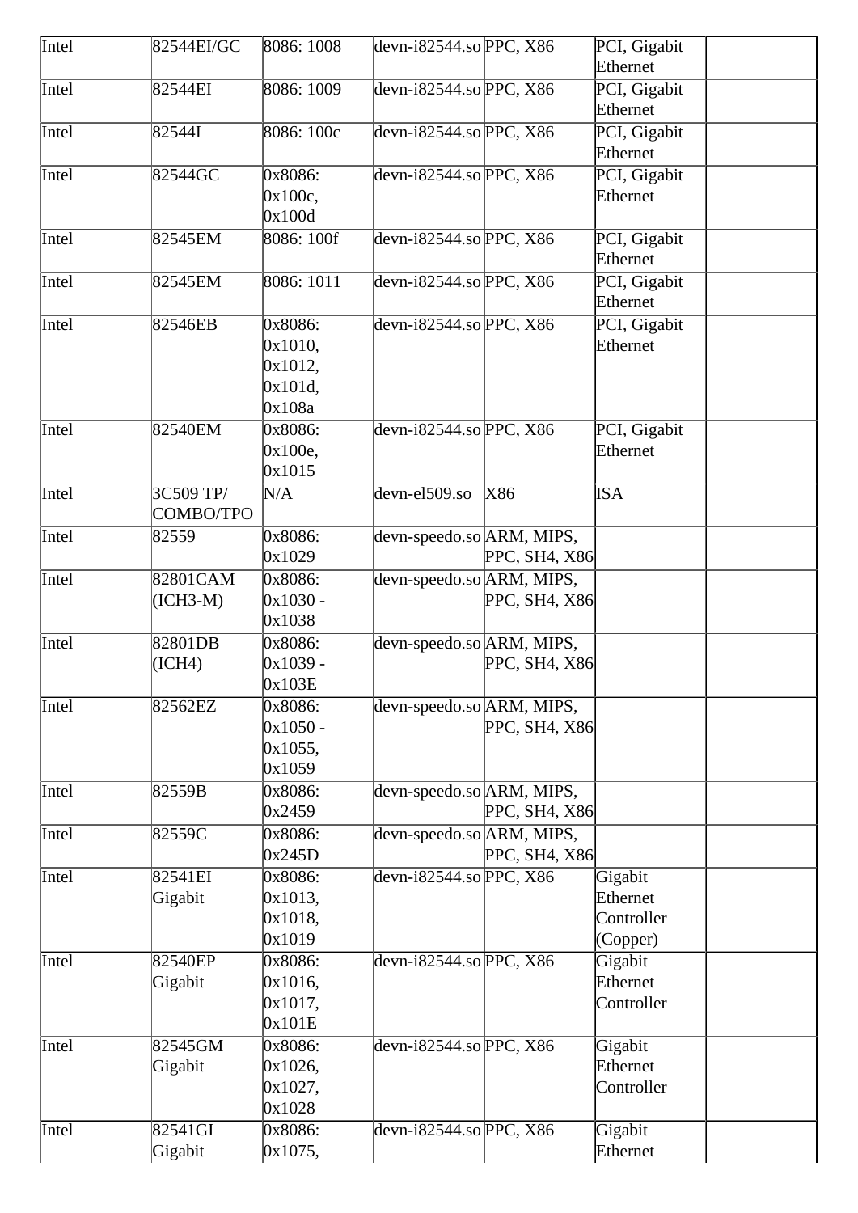| | | | | | | |
|---|---|---|---|---|---|---|
| Intel | 82544EI/GC | 8086: 1008 | devn-i82544.so | PPC, X86 | PCI, Gigabit Ethernet | |
| Intel | 82544EI | 8086: 1009 | devn-i82544.so | PPC, X86 | PCI, Gigabit Ethernet | |
| Intel | 82544I | 8086: 100c | devn-i82544.so | PPC, X86 | PCI, Gigabit Ethernet | |
| Intel | 82544GC | 0x8086: 0x100c, 0x100d | devn-i82544.so | PPC, X86 | PCI, Gigabit Ethernet | |
| Intel | 82545EM | 8086: 100f | devn-i82544.so | PPC, X86 | PCI, Gigabit Ethernet | |
| Intel | 82545EM | 8086: 1011 | devn-i82544.so | PPC, X86 | PCI, Gigabit Ethernet | |
| Intel | 82546EB | 0x8086: 0x1010, 0x1012, 0x101d, 0x108a | devn-i82544.so | PPC, X86 | PCI, Gigabit Ethernet | |
| Intel | 82540EM | 0x8086: 0x100e, 0x1015 | devn-i82544.so | PPC, X86 | PCI, Gigabit Ethernet | |
| Intel | 3C509 TP/ COMBO/TPO | N/A | devn-el509.so | X86 | ISA | |
| Intel | 82559 | 0x8086: 0x1029 | devn-speedo.so | ARM, MIPS, PPC, SH4, X86 | | |
| Intel | 82801CAM (ICH3-M) | 0x8086: 0x1030 - 0x1038 | devn-speedo.so | ARM, MIPS, PPC, SH4, X86 | | |
| Intel | 82801DB (ICH4) | 0x8086: 0x1039 - 0x103E | devn-speedo.so | ARM, MIPS, PPC, SH4, X86 | | |
| Intel | 82562EZ | 0x8086: 0x1050 - 0x1055, 0x1059 | devn-speedo.so | ARM, MIPS, PPC, SH4, X86 | | |
| Intel | 82559B | 0x8086: 0x2459 | devn-speedo.so | ARM, MIPS, PPC, SH4, X86 | | |
| Intel | 82559C | 0x8086: 0x245D | devn-speedo.so | ARM, MIPS, PPC, SH4, X86 | | |
| Intel | 82541EI Gigabit | 0x8086: 0x1013, 0x1018, 0x1019 | devn-i82544.so | PPC, X86 | Gigabit Ethernet Controller (Copper) | |
| Intel | 82540EP Gigabit | 0x8086: 0x1016, 0x1017, 0x101E | devn-i82544.so | PPC, X86 | Gigabit Ethernet Controller | |
| Intel | 82545GM Gigabit | 0x8086: 0x1026, 0x1027, 0x1028 | devn-i82544.so | PPC, X86 | Gigabit Ethernet Controller | |
| Intel | 82541GI Gigabit | 0x8086: 0x1075, | devn-i82544.so | PPC, X86 | Gigabit Ethernet | |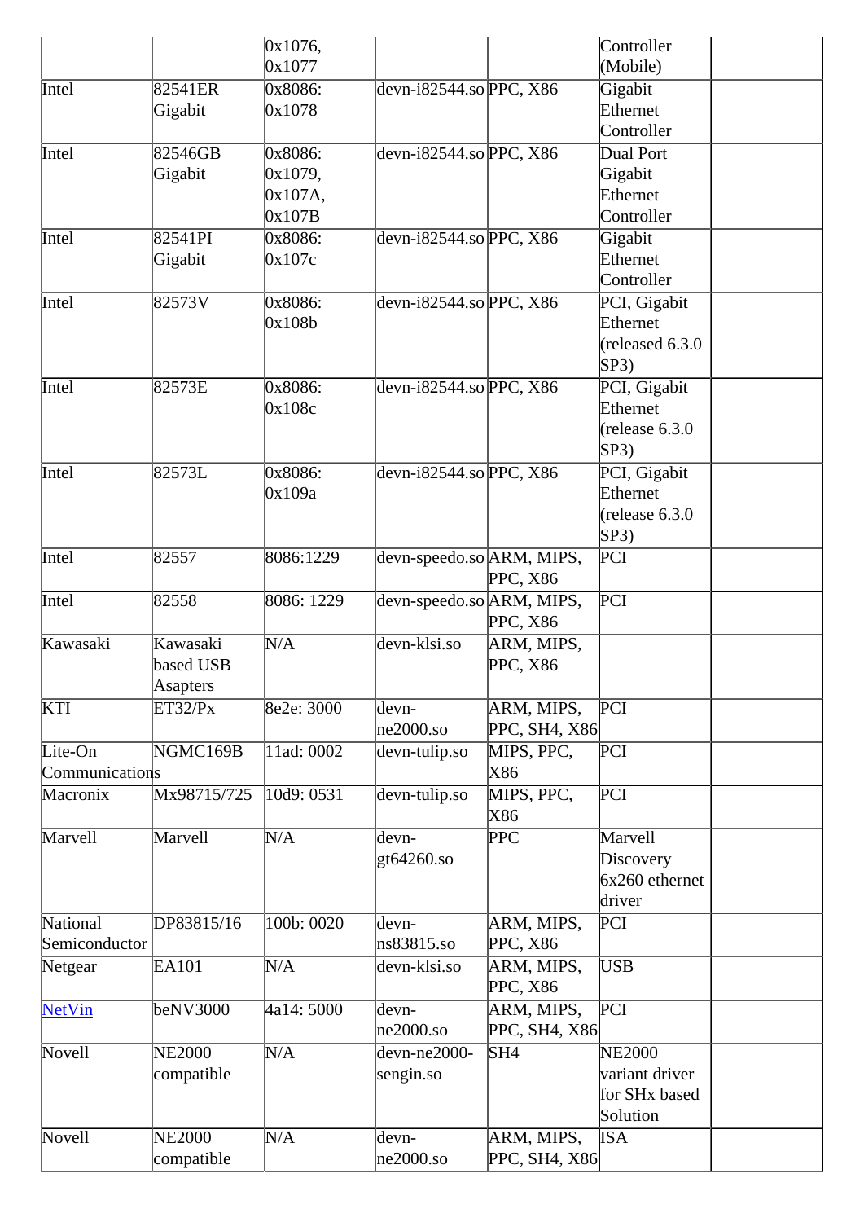| | | 0x1076, 0x1077 | | | Controller (Mobile) | |
|---|---|---|---|---|---|---|
| Intel | 82541ER Gigabit | 0x8086: 0x1078 | devn-i82544.so | PPC, X86 | Gigabit Ethernet Controller | |
| Intel | 82546GB Gigabit | 0x8086: 0x1079, 0x107A, 0x107B | devn-i82544.so | PPC, X86 | Dual Port Gigabit Ethernet Controller | |
| Intel | 82541PI Gigabit | 0x8086: 0x107c | devn-i82544.so | PPC, X86 | Gigabit Ethernet Controller | |
| Intel | 82573V | 0x8086: 0x108b | devn-i82544.so | PPC, X86 | PCI, Gigabit Ethernet (released 6.3.0 SP3) | |
| Intel | 82573E | 0x8086: 0x108c | devn-i82544.so | PPC, X86 | PCI, Gigabit Ethernet (release 6.3.0 SP3) | |
| Intel | 82573L | 0x8086: 0x109a | devn-i82544.so | PPC, X86 | PCI, Gigabit Ethernet (release 6.3.0 SP3) | |
| Intel | 82557 | 8086:1229 | devn-speedo.so | ARM, MIPS, PPC, X86 | PCI | |
| Intel | 82558 | 8086: 1229 | devn-speedo.so | ARM, MIPS, PPC, X86 | PCI | |
| Kawasaki | Kawasaki based USB Asapters | N/A | devn-klsi.so | ARM, MIPS, PPC, X86 | | |
| KTI | ET32/Px | 8e2e: 3000 | devn-ne2000.so | ARM, MIPS, PPC, SH4, X86 | PCI | |
| Lite-On Communications | NGMC169B | 11ad: 0002 | devn-tulip.so | MIPS, PPC, X86 | PCI | |
| Macronix | Mx98715/725 | 10d9: 0531 | devn-tulip.so | MIPS, PPC, X86 | PCI | |
| Marvell | Marvell | N/A | devn-gt64260.so | PPC | Marvell Discovery 6x260 ethernet driver | |
| National Semiconductor | DP83815/16 | 100b: 0020 | devn-ns83815.so | ARM, MIPS, PPC, X86 | PCI | |
| Netgear | EA101 | N/A | devn-klsi.so | ARM, MIPS, PPC, X86 | USB | |
| NetVin | beNV3000 | 4a14: 5000 | devn-ne2000.so | ARM, MIPS, PPC, SH4, X86 | PCI | |
| Novell | NE2000 compatible | N/A | devn-ne2000-sengin.so | SH4 | NE2000 variant driver for SHx based Solution | |
| Novell | NE2000 compatible | N/A | devn-ne2000.so | ARM, MIPS, PPC, SH4, X86 | ISA | |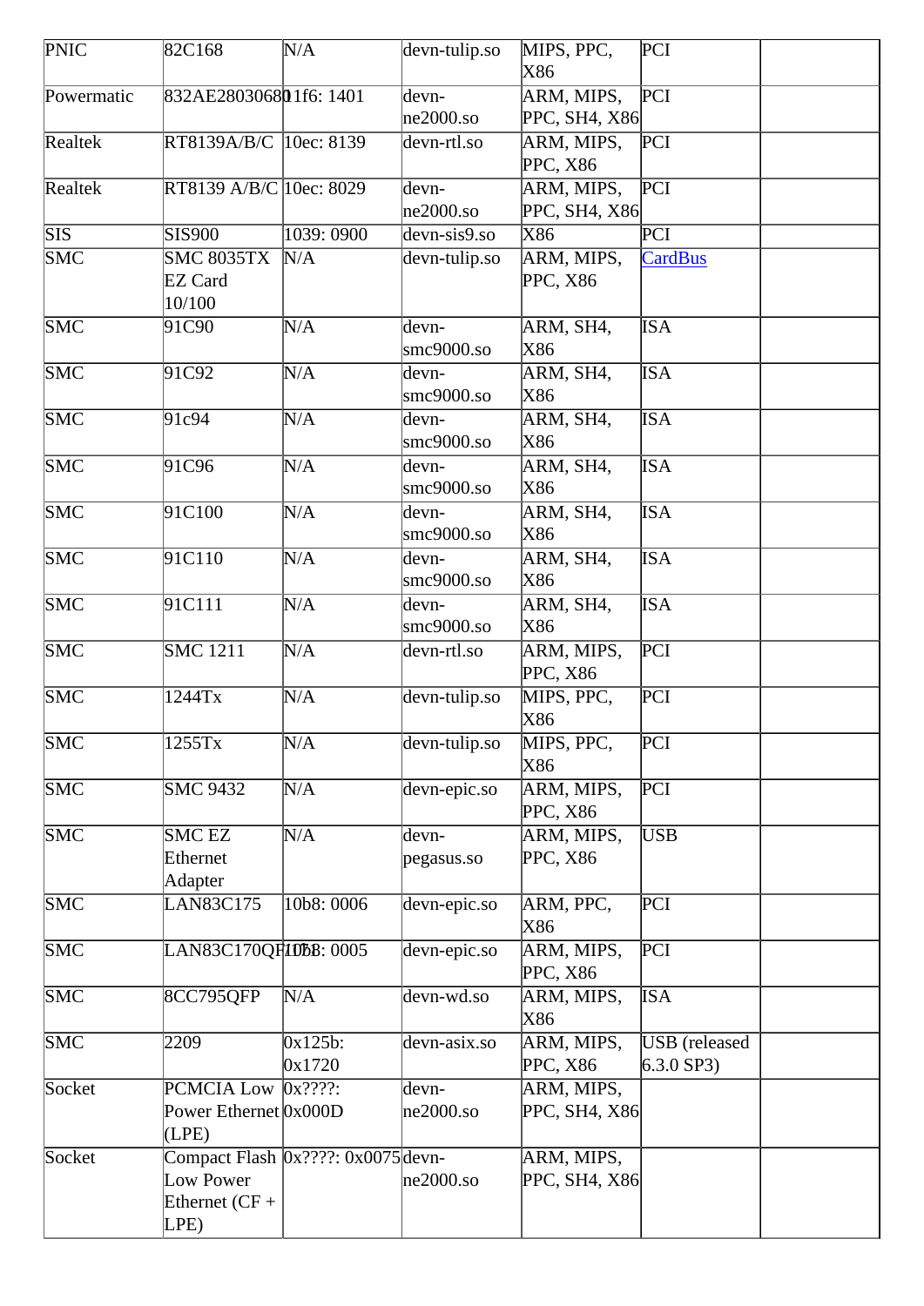| PNIC | 82C168 | N/A | devn-tulip.so | MIPS, PPC, X86 | PCI | |
|---|---|---|---|---|---|---|
| Powermatic | 832AE28030680 | 1f6: 1401 | devn-ne2000.so | ARM, MIPS, PPC, SH4, X86 | PCI | |
| Realtek | RT8139A/B/C | 10ec: 8139 | devn-rtl.so | ARM, MIPS, PPC, X86 | PCI | |
| Realtek | RT8139 A/B/C | 10ec: 8029 | devn-ne2000.so | ARM, MIPS, PPC, SH4, X86 | PCI | |
| SIS | SIS900 | 1039: 0900 | devn-sis9.so | X86 | PCI | |
| SMC | SMC 8035TX EZ Card 10/100 | N/A | devn-tulip.so | ARM, MIPS, PPC, X86 | CardBus | |
| SMC | 91C90 | N/A | devn-smc9000.so | ARM, SH4, X86 | ISA | |
| SMC | 91C92 | N/A | devn-smc9000.so | ARM, SH4, X86 | ISA | |
| SMC | 91c94 | N/A | devn-smc9000.so | ARM, SH4, X86 | ISA | |
| SMC | 91C96 | N/A | devn-smc9000.so | ARM, SH4, X86 | ISA | |
| SMC | 91C100 | N/A | devn-smc9000.so | ARM, SH4, X86 | ISA | |
| SMC | 91C110 | N/A | devn-smc9000.so | ARM, SH4, X86 | ISA | |
| SMC | 91C111 | N/A | devn-smc9000.so | ARM, SH4, X86 | ISA | |
| SMC | SMC 1211 | N/A | devn-rtl.so | ARM, MIPS, PPC, X86 | PCI | |
| SMC | 1244Tx | N/A | devn-tulip.so | MIPS, PPC, X86 | PCI | |
| SMC | 1255Tx | N/A | devn-tulip.so | MIPS, PPC, X86 | PCI | |
| SMC | SMC 9432 | N/A | devn-epic.so | ARM, MIPS, PPC, X86 | PCI | |
| SMC | SMC EZ Ethernet Adapter | N/A | devn-pegasus.so | ARM, MIPS, PPC, X86 | USB | |
| SMC | LAN83C175 | 10b8: 0006 | devn-epic.so | ARM, PPC, X86 | PCI | |
| SMC | LAN83C170QF | 10b8: 0005 | devn-epic.so | ARM, MIPS, PPC, X86 | PCI | |
| SMC | 8CC795QFP | N/A | devn-wd.so | ARM, MIPS, X86 | ISA | |
| SMC | 2209 | 0x125b: 0x1720 | devn-asix.so | ARM, MIPS, PPC, X86 | USB (released 6.3.0 SP3) | |
| Socket | PCMCIA Low Power Ethernet (LPE) | 0x????: 0x000D | devn-ne2000.so | ARM, MIPS, PPC, SH4, X86 | | |
| Socket | Compact Flash Low Power Ethernet (CF + LPE) | 0x????: 0x0075 | devn-ne2000.so | ARM, MIPS, PPC, SH4, X86 | | |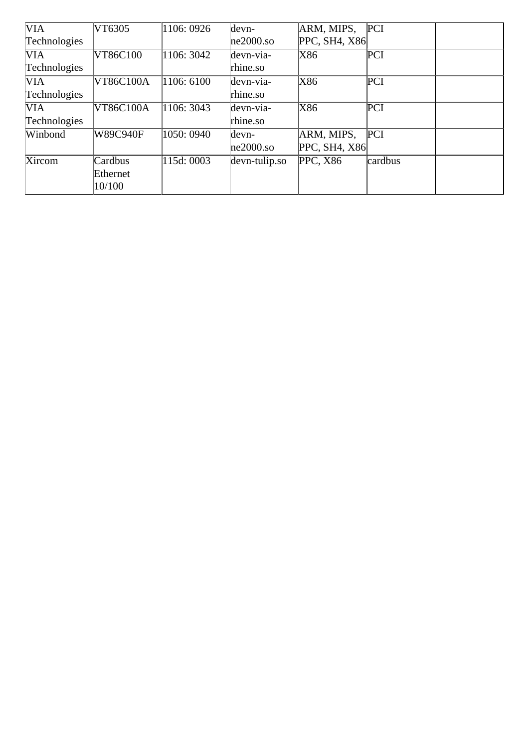| | | | | | | |
|---|---|---|---|---|---|---|
| VIA Technologies | VT6305 | 1106: 0926 | devn-ne2000.so | ARM, MIPS, PPC, SH4, X86 | PCI | |
| VIA Technologies | VT86C100 | 1106: 3042 | devn-via-rhine.so | X86 | PCI | |
| VIA Technologies | VT86C100A | 1106: 6100 | devn-via-rhine.so | X86 | PCI | |
| VIA Technologies | VT86C100A | 1106: 3043 | devn-via-rhine.so | X86 | PCI | |
| Winbond | W89C940F | 1050: 0940 | devn-ne2000.so | ARM, MIPS, PPC, SH4, X86 | PCI | |
| Xircom | Cardbus Ethernet 10/100 | 115d: 0003 | devn-tulip.so | PPC, X86 | cardbus | |